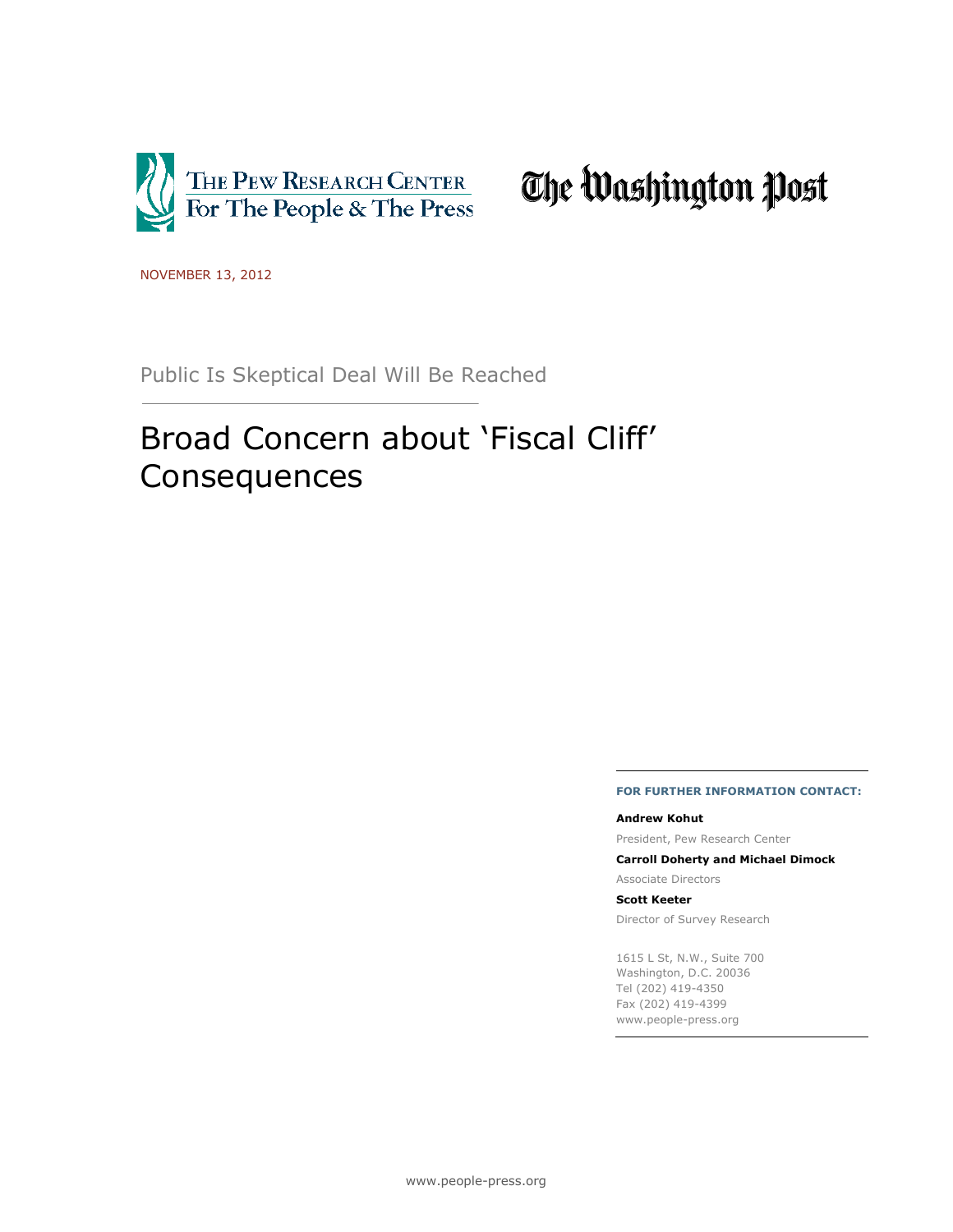The Pew Research Center For The People & The Press

The Washington Post

NOVEMBER 13, 2012

Public Is Skeptical Deal Will Be Reached

# Broad Concern about 'Fiscal Cliff' Consequences

**FOR FURTHER INFORMATION CONTACT:**

**Andrew Kohut**

President, Pew Research Center

**Carroll Doherty and Michael Dimock**

Associate Directors

**Scott Keeter**

Director of Survey Research

1615 L St, N.W., Suite 700
Washington, D.C. 20036
Tel (202) 419-4350
Fax (202) 419-4399
www.people-press.org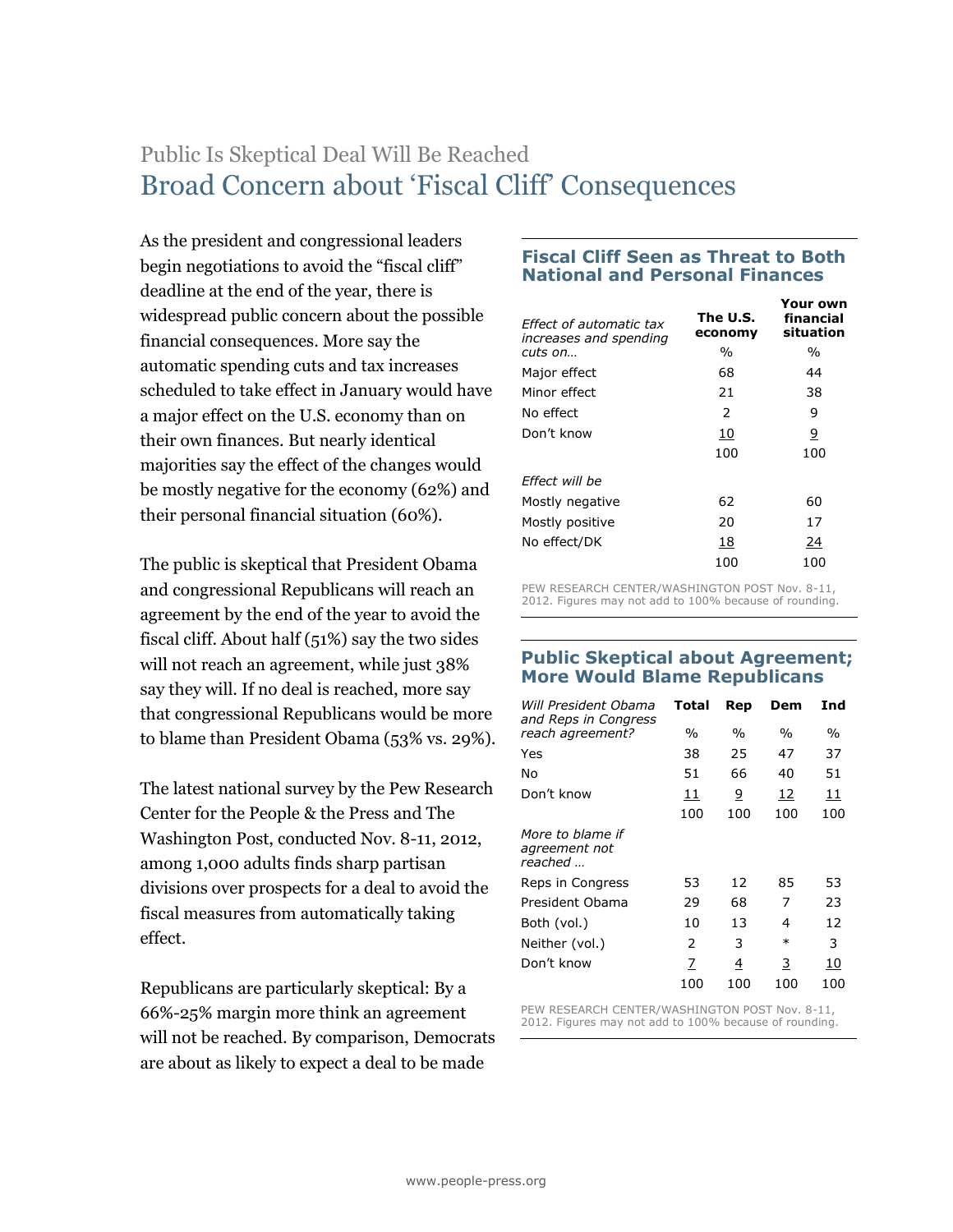## Public Is Skeptical Deal Will Be Reached

# Broad Concern about 'Fiscal Cliff' Consequences

As the president and congressional leaders begin negotiations to avoid the "fiscal cliff" deadline at the end of the year, there is widespread public concern about the possible financial consequences. More say the automatic spending cuts and tax increases scheduled to take effect in January would have a major effect on the U.S. economy than on their own finances. But nearly identical majorities say the effect of the changes would be mostly negative for the economy (62%) and their personal financial situation (60%).

The public is skeptical that President Obama and congressional Republicans will reach an agreement by the end of the year to avoid the fiscal cliff. About half (51%) say the two sides will not reach an agreement, while just 38% say they will. If no deal is reached, more say that congressional Republicans would be more to blame than President Obama (53% vs. 29%).

The latest national survey by the Pew Research Center for the People & the Press and The Washington Post, conducted Nov. 8-11, 2012, among 1,000 adults finds sharp partisan divisions over prospects for a deal to avoid the fiscal measures from automatically taking effect.

Republicans are particularly skeptical: By a 66%-25% margin more think an agreement will not be reached. By comparison, Democrats are about as likely to expect a deal to be made

### Fiscal Cliff Seen as Threat to Both National and Personal Finances

| *Effect of automatic tax increases and spending cuts on…* | The U.S. economy | Your own financial situation |
|---|---|---|
| | % | % |
| Major effect | 68 | 44 |
| Minor effect | 21 | 38 |
| No effect | 2 | 9 |
| Don't know | 10 | 9 |
| | 100 | 100 |
| *Effect will be* | | |
| Mostly negative | 62 | 60 |
| Mostly positive | 20 | 17 |
| No effect/DK | 18 | 24 |
| | 100 | 100 |

PEW RESEARCH CENTER/WASHINGTON POST Nov. 8-11, 2012. Figures may not add to 100% because of rounding.

### Public Skeptical about Agreement; More Would Blame Republicans

| *Will President Obama and Reps in Congress reach agreement?* | Total | Rep | Dem | Ind |
|---|---|---|---|---|
| | % | % | % | % |
| Yes | 38 | 25 | 47 | 37 |
| No | 51 | 66 | 40 | 51 |
| Don't know | 11 | 9 | 12 | 11 |
| | 100 | 100 | 100 | 100 |
| *More to blame if agreement not reached …* | | | | |
| Reps in Congress | 53 | 12 | 85 | 53 |
| President Obama | 29 | 68 | 7 | 23 |
| Both (vol.) | 10 | 13 | 4 | 12 |
| Neither (vol.) | 2 | 3 | * | 3 |
| Don't know | 7 | 4 | 3 | 10 |
| | 100 | 100 | 100 | 100 |

PEW RESEARCH CENTER/WASHINGTON POST Nov. 8-11, 2012. Figures may not add to 100% because of rounding.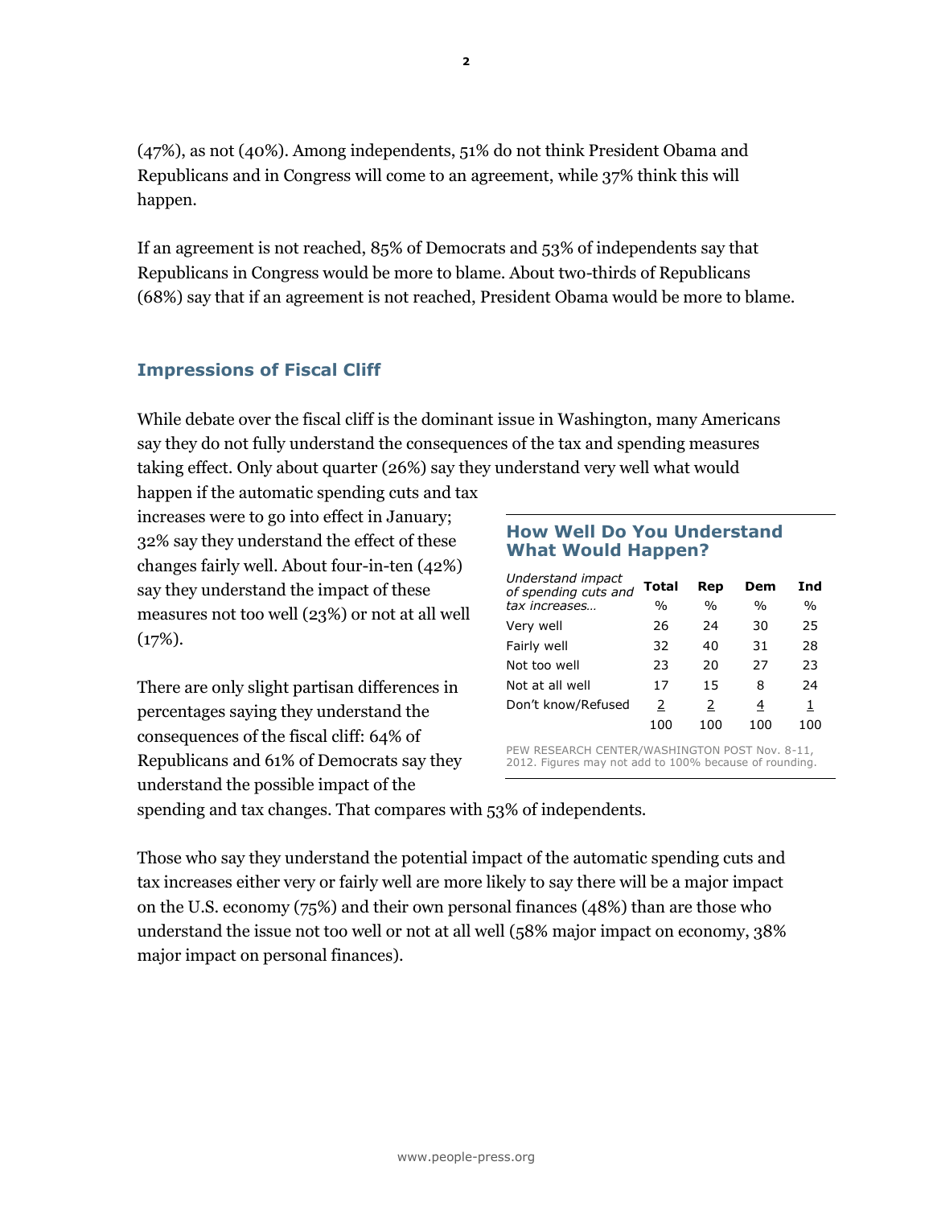(47%), as not (40%). Among independents, 51% do not think President Obama and Republicans and in Congress will come to an agreement, while 37% think this will happen.

If an agreement is not reached, 85% of Democrats and 53% of independents say that Republicans in Congress would be more to blame. About two-thirds of Republicans (68%) say that if an agreement is not reached, President Obama would be more to blame.

## Impressions of Fiscal Cliff

While debate over the fiscal cliff is the dominant issue in Washington, many Americans say they do not fully understand the consequences of the tax and spending measures taking effect. Only about quarter (26%) say they understand very well what would happen if the automatic spending cuts and tax increases were to go into effect in January; 32% say they understand the effect of these changes fairly well. About four-in-ten (42%) say they understand the impact of these measures not too well (23%) or not at all well (17%).

There are only slight partisan differences in percentages saying they understand the consequences of the fiscal cliff: 64% of Republicans and 61% of Democrats say they understand the possible impact of the spending and tax changes. That compares with 53% of independents.

### How Well Do You Understand What Would Happen?

| *Understand impact of spending cuts and tax increases…* | Total | Rep | Dem | Ind |
|---|---|---|---|---|
| | % | % | % | % |
| Very well | 26 | 24 | 30 | 25 |
| Fairly well | 32 | 40 | 31 | 28 |
| Not too well | 23 | 20 | 27 | 23 |
| Not at all well | 17 | 15 | 8 | 24 |
| Don't know/Refused | 2 | 2 | 4 | 1 |
| | 100 | 100 | 100 | 100 |

PEW RESEARCH CENTER/WASHINGTON POST Nov. 8-11, 2012. Figures may not add to 100% because of rounding.

Those who say they understand the potential impact of the automatic spending cuts and tax increases either very or fairly well are more likely to say there will be a major impact on the U.S. economy (75%) and their own personal finances (48%) than are those who understand the issue not too well or not at all well (58% major impact on economy, 38% major impact on personal finances).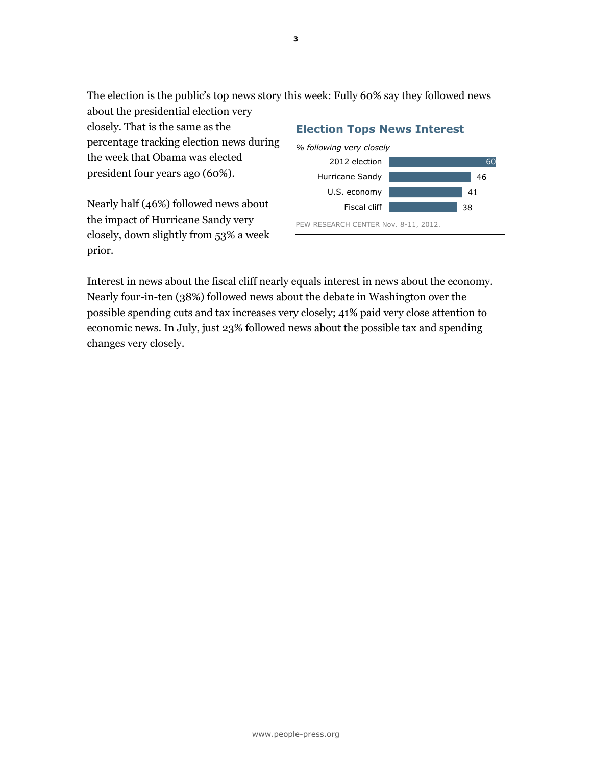The election is the public's top news story this week: Fully 60% say they followed news about the presidential election very closely. That is the same as the percentage tracking election news during the week that Obama was elected president four years ago (60%).

Nearly half (46%) followed news about the impact of Hurricane Sandy very closely, down slightly from 53% a week prior.

**Election Tops News Interest**

*% following very closely*

| | |
|---|---|
| 2012 election | 60 |
| Hurricane Sandy | 46 |
| U.S. economy | 41 |
| Fiscal cliff | 38 |

PEW RESEARCH CENTER Nov. 8-11, 2012.

Interest in news about the fiscal cliff nearly equals interest in news about the economy. Nearly four-in-ten (38%) followed news about the debate in Washington over the possible spending cuts and tax increases very closely; 41% paid very close attention to economic news. In July, just 23% followed news about the possible tax and spending changes very closely.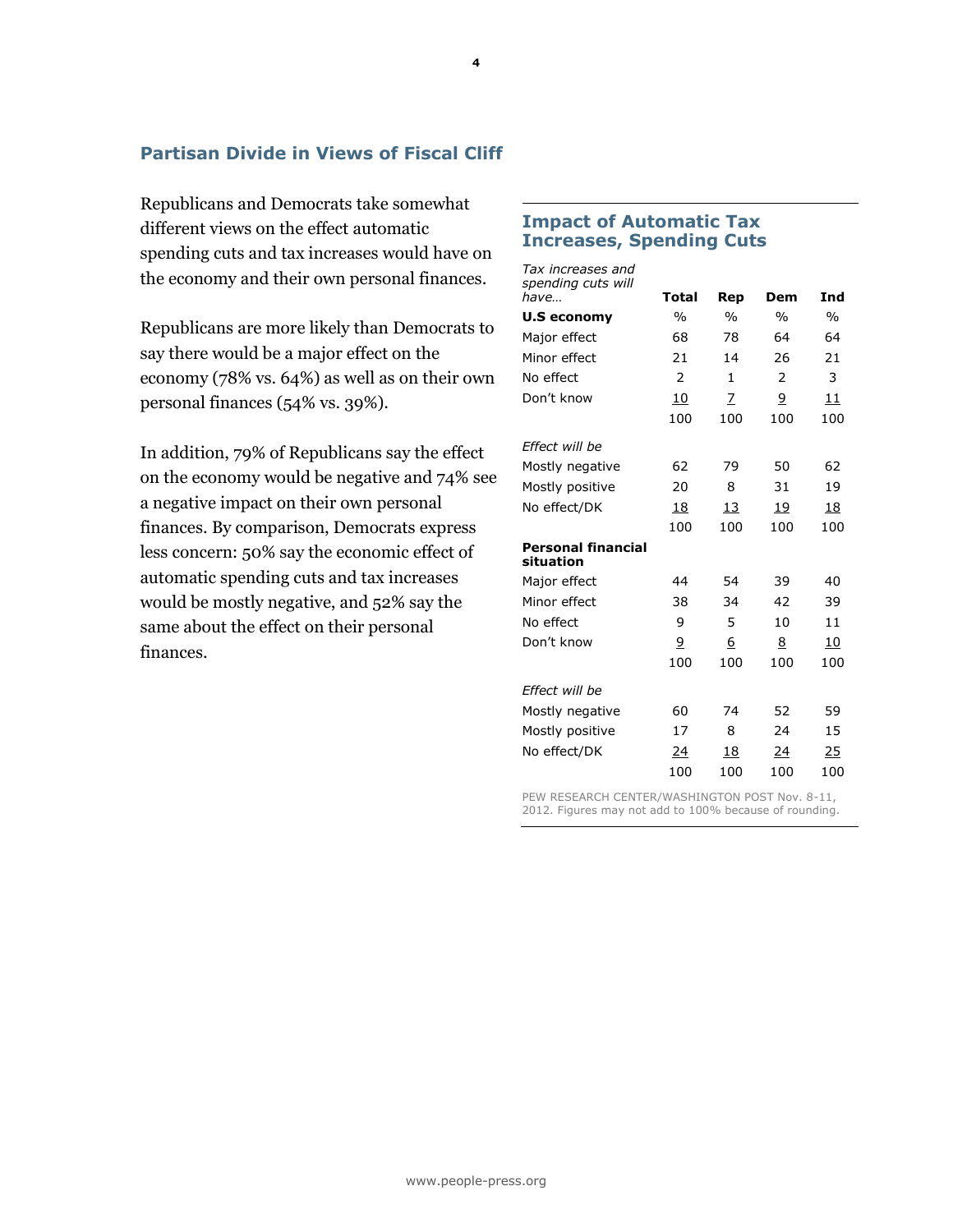## Partisan Divide in Views of Fiscal Cliff

Republicans and Democrats take somewhat different views on the effect automatic spending cuts and tax increases would have on the economy and their own personal finances.

Republicans are more likely than Democrats to say there would be a major effect on the economy (78% vs. 64%) as well as on their own personal finances (54% vs. 39%).

In addition, 79% of Republicans say the effect on the economy would be negative and 74% see a negative impact on their own personal finances. By comparison, Democrats express less concern: 50% say the economic effect of automatic spending cuts and tax increases would be mostly negative, and 52% say the same about the effect on their personal finances.

### Impact of Automatic Tax Increases, Spending Cuts

| *Tax increases and spending cuts will have…* | **Total** | **Rep** | **Dem** | **Ind** |
|---|---|---|---|---|
| **U.S economy** | % | % | % | % |
| Major effect | 68 | 78 | 64 | 64 |
| Minor effect | 21 | 14 | 26 | 21 |
| No effect | 2 | 1 | 2 | 3 |
| Don't know | 10 | 7 | 9 | 11 |
| | 100 | 100 | 100 | 100 |
| *Effect will be* | | | | |
| Mostly negative | 62 | 79 | 50 | 62 |
| Mostly positive | 20 | 8 | 31 | 19 |
| No effect/DK | 18 | 13 | 19 | 18 |
| | 100 | 100 | 100 | 100 |
| **Personal financial situation** | | | | |
| Major effect | 44 | 54 | 39 | 40 |
| Minor effect | 38 | 34 | 42 | 39 |
| No effect | 9 | 5 | 10 | 11 |
| Don't know | 9 | 6 | 8 | 10 |
| | 100 | 100 | 100 | 100 |
| *Effect will be* | | | | |
| Mostly negative | 60 | 74 | 52 | 59 |
| Mostly positive | 17 | 8 | 24 | 15 |
| No effect/DK | 24 | 18 | 24 | 25 |
| | 100 | 100 | 100 | 100 |

PEW RESEARCH CENTER/WASHINGTON POST Nov. 8-11, 2012. Figures may not add to 100% because of rounding.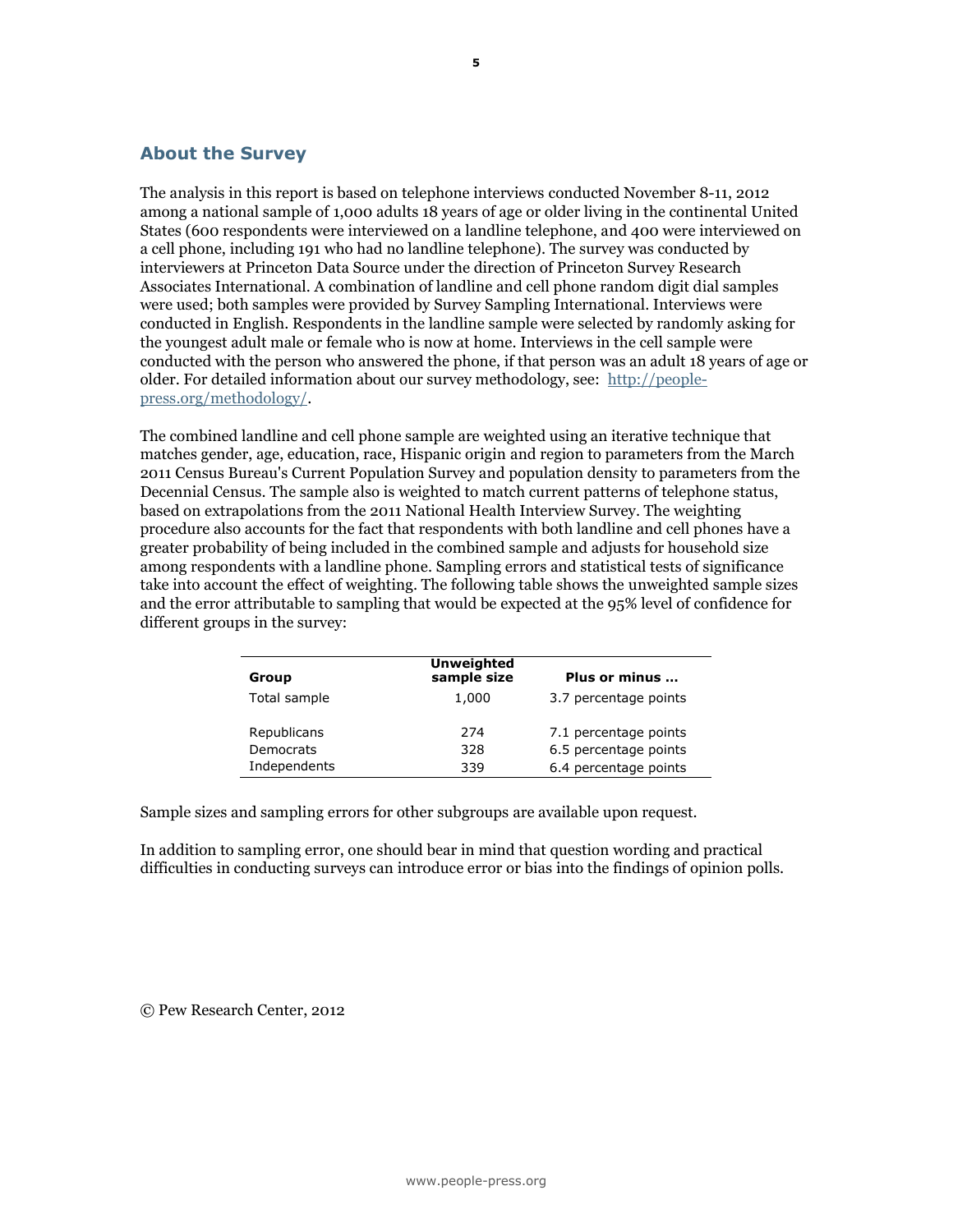## About the Survey

The analysis in this report is based on telephone interviews conducted November 8-11, 2012 among a national sample of 1,000 adults 18 years of age or older living in the continental United States (600 respondents were interviewed on a landline telephone, and 400 were interviewed on a cell phone, including 191 who had no landline telephone). The survey was conducted by interviewers at Princeton Data Source under the direction of Princeton Survey Research Associates International. A combination of landline and cell phone random digit dial samples were used; both samples were provided by Survey Sampling International. Interviews were conducted in English. Respondents in the landline sample were selected by randomly asking for the youngest adult male or female who is now at home. Interviews in the cell sample were conducted with the person who answered the phone, if that person was an adult 18 years of age or older. For detailed information about our survey methodology, see: [http://people-press.org/methodology/](http://people-press.org/methodology/).

The combined landline and cell phone sample are weighted using an iterative technique that matches gender, age, education, race, Hispanic origin and region to parameters from the March 2011 Census Bureau's Current Population Survey and population density to parameters from the Decennial Census. The sample also is weighted to match current patterns of telephone status, based on extrapolations from the 2011 National Health Interview Survey. The weighting procedure also accounts for the fact that respondents with both landline and cell phones have a greater probability of being included in the combined sample and adjusts for household size among respondents with a landline phone. Sampling errors and statistical tests of significance take into account the effect of weighting. The following table shows the unweighted sample sizes and the error attributable to sampling that would be expected at the 95% level of confidence for different groups in the survey:

| Group | Unweighted sample size | Plus or minus ... |
|---|---|---|
| Total sample | 1,000 | 3.7 percentage points |
| Republicans | 274 | 7.1 percentage points |
| Democrats | 328 | 6.5 percentage points |
| Independents | 339 | 6.4 percentage points |

Sample sizes and sampling errors for other subgroups are available upon request.

In addition to sampling error, one should bear in mind that question wording and practical difficulties in conducting surveys can introduce error or bias into the findings of opinion polls.

© Pew Research Center, 2012